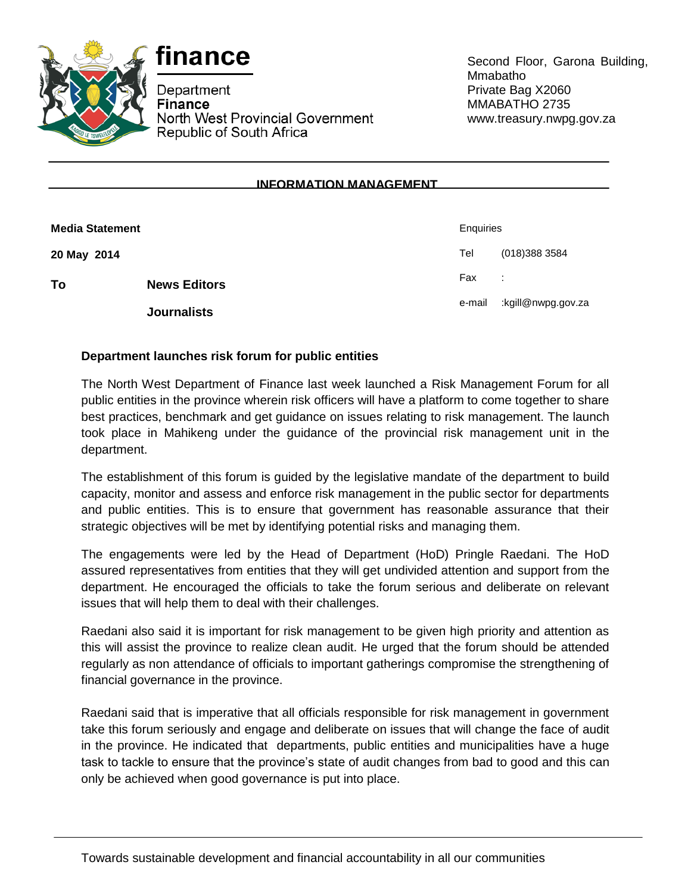**finance**

Department
**Finance**
North West Provincial Government
Republic of South Africa

Second Floor, Garona Building, Mmabatho
Private Bag X2060
MMABATHO 2735
www.treasury.nwpg.gov.za

**INFORMATION MANAGEMENT**

**Media Statement**

**20 May 2014**

**To** **News Editors**

**Journalists**

Enquiries
Tel (018)388 3584
Fax :
e-mail :kgill@nwpg.gov.za

**Department launches risk forum for public entities**

The North West Department of Finance last week launched a Risk Management Forum for all public entities in the province wherein risk officers will have a platform to come together to share best practices, benchmark and get guidance on issues relating to risk management. The launch took place in Mahikeng under the guidance of the provincial risk management unit in the department.

The establishment of this forum is guided by the legislative mandate of the department to build capacity, monitor and assess and enforce risk management in the public sector for departments and public entities. This is to ensure that government has reasonable assurance that their strategic objectives will be met by identifying potential risks and managing them.

The engagements were led by the Head of Department (HoD) Pringle Raedani. The HoD assured representatives from entities that they will get undivided attention and support from the department. He encouraged the officials to take the forum serious and deliberate on relevant issues that will help them to deal with their challenges.

Raedani also said it is important for risk management to be given high priority and attention as this will assist the province to realize clean audit. He urged that the forum should be attended regularly as non attendance of officials to important gatherings compromise the strengthening of financial governance in the province.

Raedani said that is imperative that all officials responsible for risk management in government take this forum seriously and engage and deliberate on issues that will change the face of audit in the province. He indicated that departments, public entities and municipalities have a huge task to tackle to ensure that the province's state of audit changes from bad to good and this can only be achieved when good governance is put into place.

Towards sustainable development and financial accountability in all our communities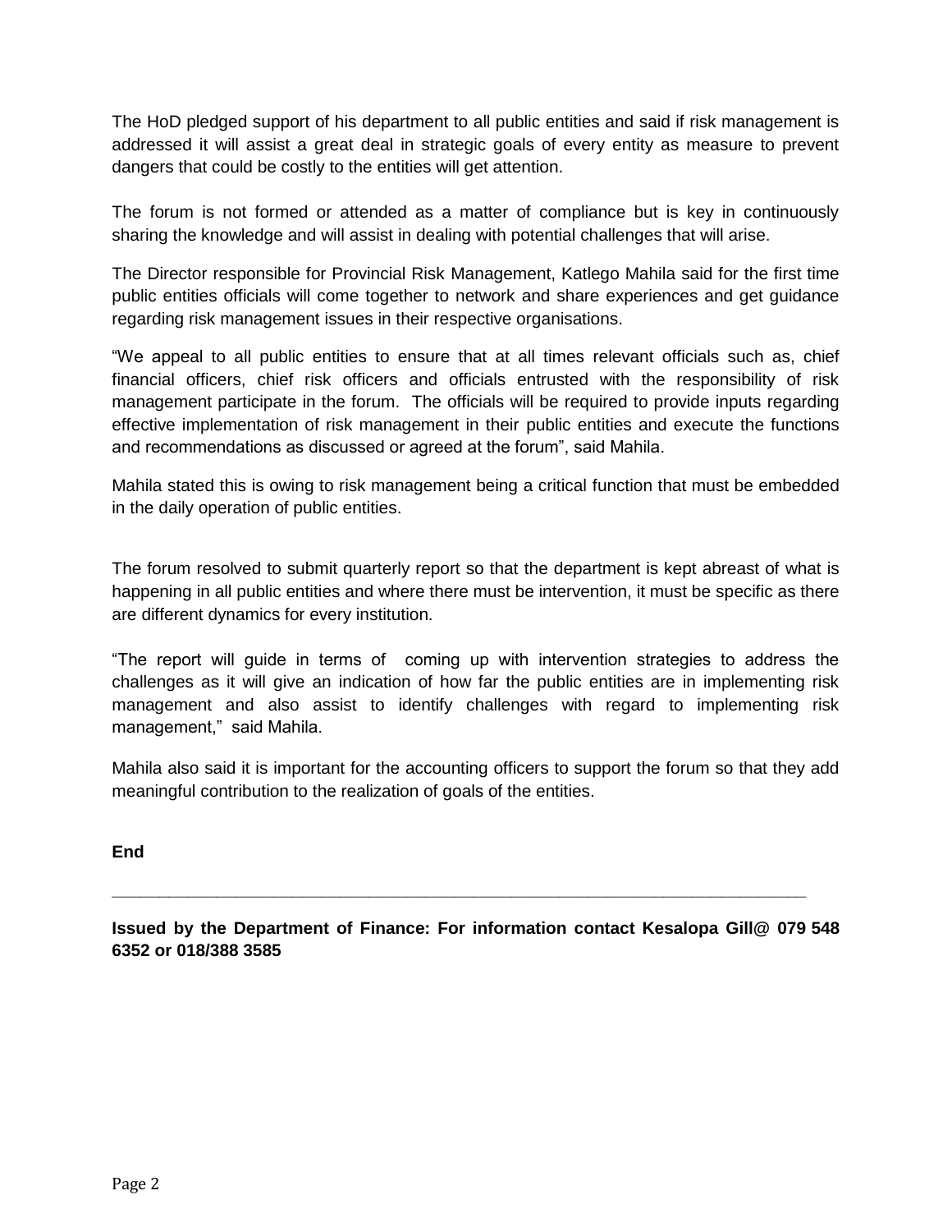The HoD pledged support of his department to all public entities and said if risk management is addressed it will assist a great deal in strategic goals of every entity as measure to prevent dangers that could be costly to the entities will get attention.

The forum is not formed or attended as a matter of compliance but is key in continuously sharing the knowledge and will assist in dealing with potential challenges that will arise.

The Director responsible for Provincial Risk Management, Katlego Mahila said for the first time public entities officials will come together to network and share experiences and get guidance regarding risk management issues in their respective organisations.

"We appeal to all public entities to ensure that at all times relevant officials such as, chief financial officers, chief risk officers and officials entrusted with the responsibility of risk management participate in the forum. The officials will be required to provide inputs regarding effective implementation of risk management in their public entities and execute the functions and recommendations as discussed or agreed at the forum", said Mahila.

Mahila stated this is owing to risk management being a critical function that must be embedded in the daily operation of public entities.

The forum resolved to submit quarterly report so that the department is kept abreast of what is happening in all public entities and where there must be intervention, it must be specific as there are different dynamics for every institution.

"The report will guide in terms of coming up with intervention strategies to address the challenges as it will give an indication of how far the public entities are in implementing risk management and also assist to identify challenges with regard to implementing risk management," said Mahila.

Mahila also said it is important for the accounting officers to support the forum so that they add meaningful contribution to the realization of goals of the entities.

**End**

---

**Issued by the Department of Finance: For information contact Kesalopa Gill@ 079 548 6352 or 018/388 3585**